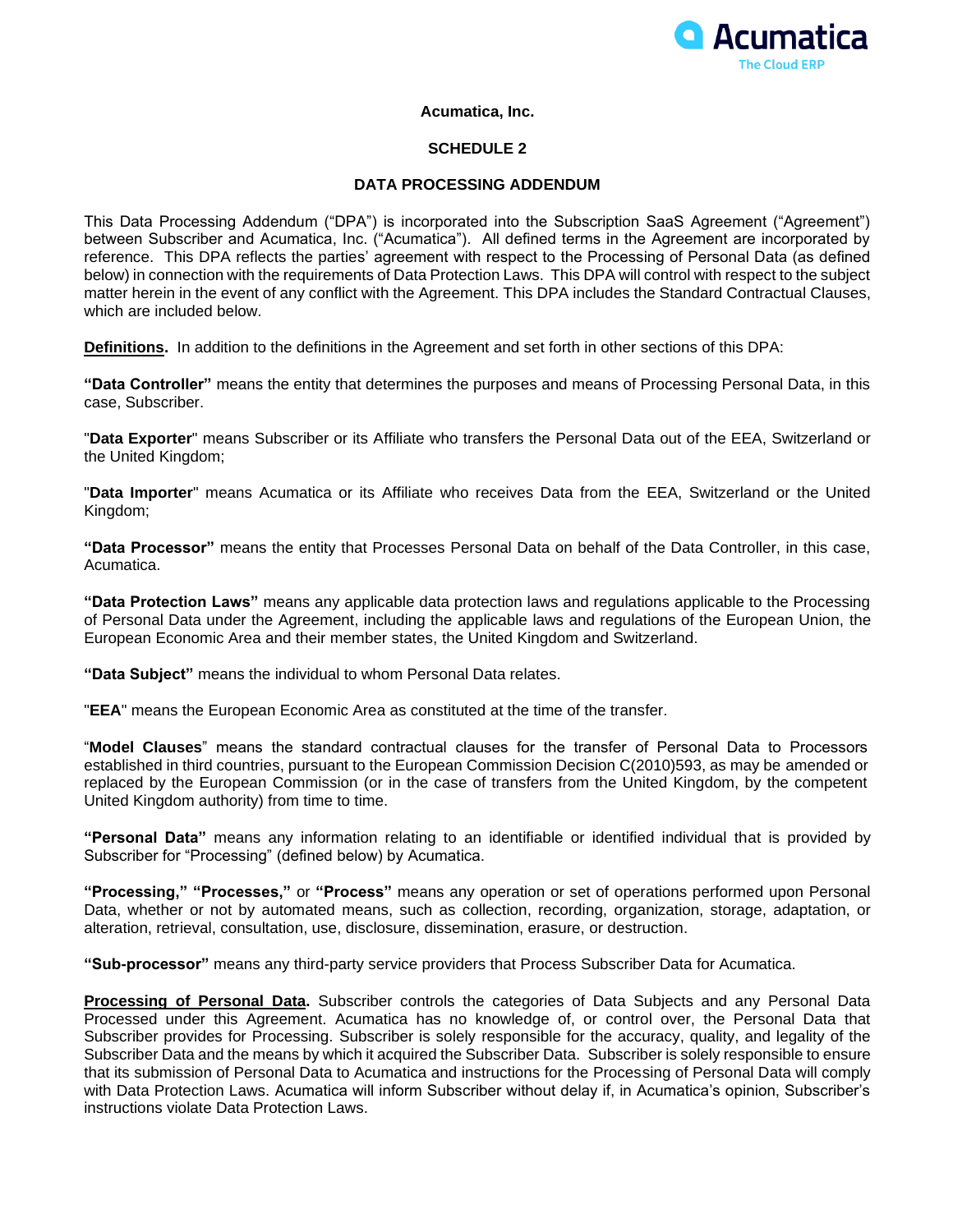**Acumatica, Inc.**

**SCHEDULE 2**

**DATA PROCESSING ADDENDUM**

This Data Processing Addendum ("DPA") is incorporated into the Subscription SaaS Agreement ("Agreement") between Subscriber and Acumatica, Inc. ("Acumatica"). All defined terms in the Agreement are incorporated by reference. This DPA reflects the parties' agreement with respect to the Processing of Personal Data (as defined below) in connection with the requirements of Data Protection Laws. This DPA will control with respect to the subject matter herein in the event of any conflict with the Agreement. This DPA includes the Standard Contractual Clauses, which are included below.

**Definitions.** In addition to the definitions in the Agreement and set forth in other sections of this DPA:

**"Data Controller"** means the entity that determines the purposes and means of Processing Personal Data, in this case, Subscriber.

"**Data Exporter**" means Subscriber or its Affiliate who transfers the Personal Data out of the EEA, Switzerland or the United Kingdom;

"**Data Importer**" means Acumatica or its Affiliate who receives Data from the EEA, Switzerland or the United Kingdom;

**"Data Processor"** means the entity that Processes Personal Data on behalf of the Data Controller, in this case, Acumatica.

**"Data Protection Laws"** means any applicable data protection laws and regulations applicable to the Processing of Personal Data under the Agreement, including the applicable laws and regulations of the European Union, the European Economic Area and their member states, the United Kingdom and Switzerland.

**"Data Subject"** means the individual to whom Personal Data relates.

"**EEA**" means the European Economic Area as constituted at the time of the transfer.

"**Model Clauses**" means the standard contractual clauses for the transfer of Personal Data to Processors established in third countries, pursuant to the European Commission Decision C(2010)593, as may be amended or replaced by the European Commission (or in the case of transfers from the United Kingdom, by the competent United Kingdom authority) from time to time.

**"Personal Data"** means any information relating to an identifiable or identified individual that is provided by Subscriber for "Processing" (defined below) by Acumatica.

**"Processing," "Processes,"** or **"Process"** means any operation or set of operations performed upon Personal Data, whether or not by automated means, such as collection, recording, organization, storage, adaptation, or alteration, retrieval, consultation, use, disclosure, dissemination, erasure, or destruction.

**"Sub-processor"** means any third-party service providers that Process Subscriber Data for Acumatica.

**Processing of Personal Data.** Subscriber controls the categories of Data Subjects and any Personal Data Processed under this Agreement. Acumatica has no knowledge of, or control over, the Personal Data that Subscriber provides for Processing. Subscriber is solely responsible for the accuracy, quality, and legality of the Subscriber Data and the means by which it acquired the Subscriber Data. Subscriber is solely responsible to ensure that its submission of Personal Data to Acumatica and instructions for the Processing of Personal Data will comply with Data Protection Laws. Acumatica will inform Subscriber without delay if, in Acumatica's opinion, Subscriber's instructions violate Data Protection Laws.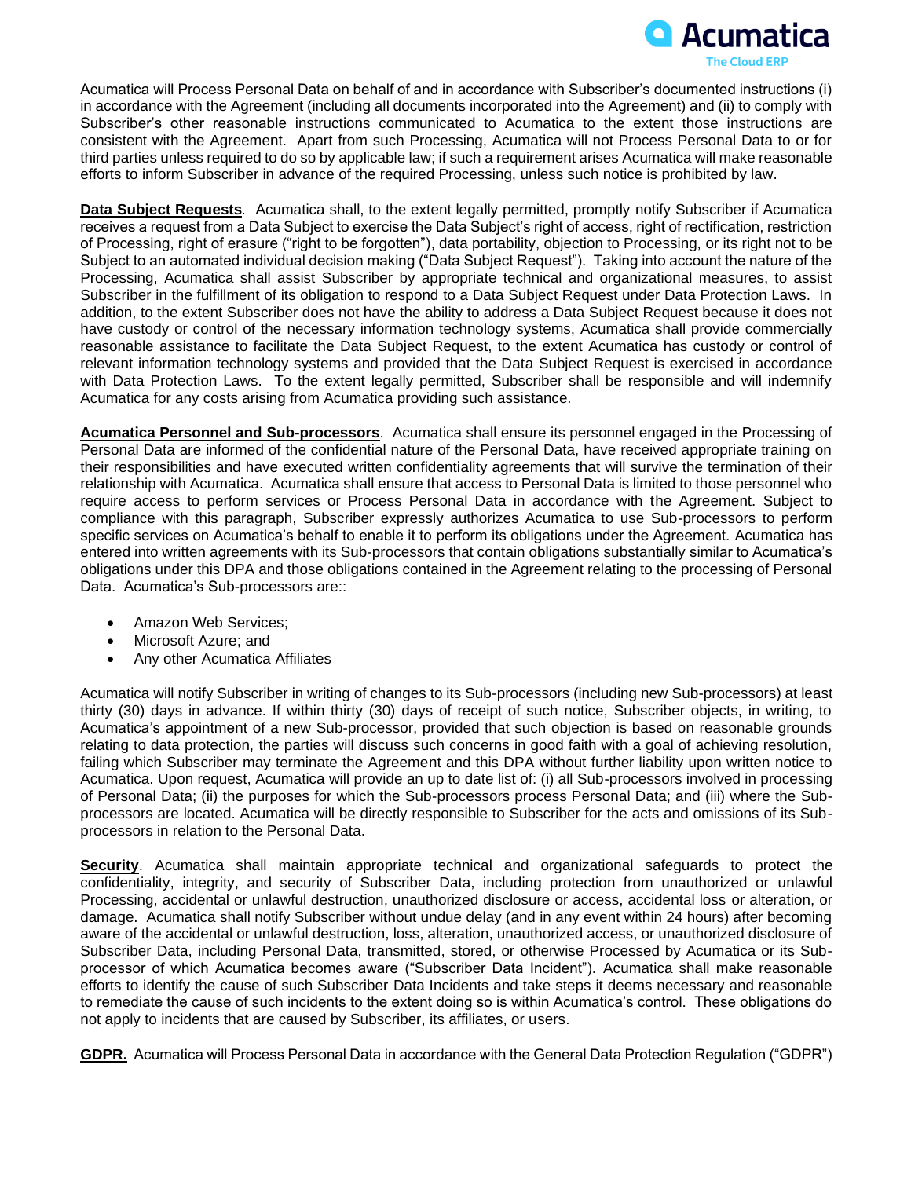Acumatica will Process Personal Data on behalf of and in accordance with Subscriber's documented instructions (i) in accordance with the Agreement (including all documents incorporated into the Agreement) and (ii) to comply with Subscriber's other reasonable instructions communicated to Acumatica to the extent those instructions are consistent with the Agreement. Apart from such Processing, Acumatica will not Process Personal Data to or for third parties unless required to do so by applicable law; if such a requirement arises Acumatica will make reasonable efforts to inform Subscriber in advance of the required Processing, unless such notice is prohibited by law.

**Data Subject Requests**. Acumatica shall, to the extent legally permitted, promptly notify Subscriber if Acumatica receives a request from a Data Subject to exercise the Data Subject's right of access, right of rectification, restriction of Processing, right of erasure ("right to be forgotten"), data portability, objection to Processing, or its right not to be Subject to an automated individual decision making ("Data Subject Request"). Taking into account the nature of the Processing, Acumatica shall assist Subscriber by appropriate technical and organizational measures, to assist Subscriber in the fulfillment of its obligation to respond to a Data Subject Request under Data Protection Laws. In addition, to the extent Subscriber does not have the ability to address a Data Subject Request because it does not have custody or control of the necessary information technology systems, Acumatica shall provide commercially reasonable assistance to facilitate the Data Subject Request, to the extent Acumatica has custody or control of relevant information technology systems and provided that the Data Subject Request is exercised in accordance with Data Protection Laws. To the extent legally permitted, Subscriber shall be responsible and will indemnify Acumatica for any costs arising from Acumatica providing such assistance.

**Acumatica Personnel and Sub-processors**. Acumatica shall ensure its personnel engaged in the Processing of Personal Data are informed of the confidential nature of the Personal Data, have received appropriate training on their responsibilities and have executed written confidentiality agreements that will survive the termination of their relationship with Acumatica. Acumatica shall ensure that access to Personal Data is limited to those personnel who require access to perform services or Process Personal Data in accordance with the Agreement. Subject to compliance with this paragraph, Subscriber expressly authorizes Acumatica to use Sub-processors to perform specific services on Acumatica's behalf to enable it to perform its obligations under the Agreement. Acumatica has entered into written agreements with its Sub-processors that contain obligations substantially similar to Acumatica's obligations under this DPA and those obligations contained in the Agreement relating to the processing of Personal Data. Acumatica's Sub-processors are::

- Amazon Web Services;
- Microsoft Azure; and
- Any other Acumatica Affiliates

Acumatica will notify Subscriber in writing of changes to its Sub-processors (including new Sub-processors) at least thirty (30) days in advance. If within thirty (30) days of receipt of such notice, Subscriber objects, in writing, to Acumatica's appointment of a new Sub-processor, provided that such objection is based on reasonable grounds relating to data protection, the parties will discuss such concerns in good faith with a goal of achieving resolution, failing which Subscriber may terminate the Agreement and this DPA without further liability upon written notice to Acumatica. Upon request, Acumatica will provide an up to date list of: (i) all Sub-processors involved in processing of Personal Data; (ii) the purposes for which the Sub-processors process Personal Data; and (iii) where the Sub-processors are located. Acumatica will be directly responsible to Subscriber for the acts and omissions of its Sub-processors in relation to the Personal Data.

**Security**. Acumatica shall maintain appropriate technical and organizational safeguards to protect the confidentiality, integrity, and security of Subscriber Data, including protection from unauthorized or unlawful Processing, accidental or unlawful destruction, unauthorized disclosure or access, accidental loss or alteration, or damage. Acumatica shall notify Subscriber without undue delay (and in any event within 24 hours) after becoming aware of the accidental or unlawful destruction, loss, alteration, unauthorized access, or unauthorized disclosure of Subscriber Data, including Personal Data, transmitted, stored, or otherwise Processed by Acumatica or its Sub-processor of which Acumatica becomes aware ("Subscriber Data Incident"). Acumatica shall make reasonable efforts to identify the cause of such Subscriber Data Incidents and take steps it deems necessary and reasonable to remediate the cause of such incidents to the extent doing so is within Acumatica's control. These obligations do not apply to incidents that are caused by Subscriber, its affiliates, or users.

**GDPR.** Acumatica will Process Personal Data in accordance with the General Data Protection Regulation ("GDPR")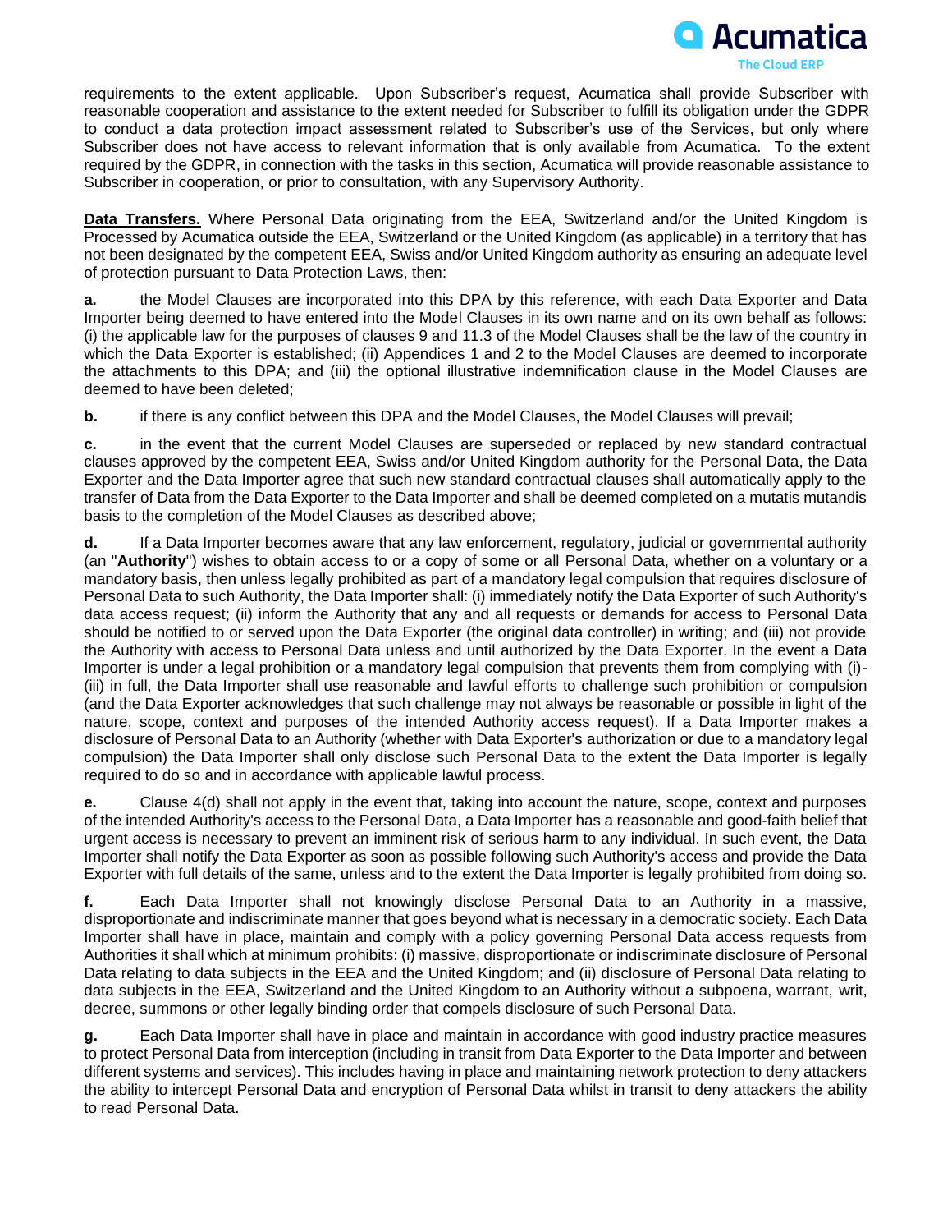requirements to the extent applicable. Upon Subscriber's request, Acumatica shall provide Subscriber with reasonable cooperation and assistance to the extent needed for Subscriber to fulfill its obligation under the GDPR to conduct a data protection impact assessment related to Subscriber's use of the Services, but only where Subscriber does not have access to relevant information that is only available from Acumatica. To the extent required by the GDPR, in connection with the tasks in this section, Acumatica will provide reasonable assistance to Subscriber in cooperation, or prior to consultation, with any Supervisory Authority.

**Data Transfers.** Where Personal Data originating from the EEA, Switzerland and/or the United Kingdom is Processed by Acumatica outside the EEA, Switzerland or the United Kingdom (as applicable) in a territory that has not been designated by the competent EEA, Swiss and/or United Kingdom authority as ensuring an adequate level of protection pursuant to Data Protection Laws, then:

**a.** the Model Clauses are incorporated into this DPA by this reference, with each Data Exporter and Data Importer being deemed to have entered into the Model Clauses in its own name and on its own behalf as follows: (i) the applicable law for the purposes of clauses 9 and 11.3 of the Model Clauses shall be the law of the country in which the Data Exporter is established; (ii) Appendices 1 and 2 to the Model Clauses are deemed to incorporate the attachments to this DPA; and (iii) the optional illustrative indemnification clause in the Model Clauses are deemed to have been deleted;

**b.** if there is any conflict between this DPA and the Model Clauses, the Model Clauses will prevail;

**c.** in the event that the current Model Clauses are superseded or replaced by new standard contractual clauses approved by the competent EEA, Swiss and/or United Kingdom authority for the Personal Data, the Data Exporter and the Data Importer agree that such new standard contractual clauses shall automatically apply to the transfer of Data from the Data Exporter to the Data Importer and shall be deemed completed on a mutatis mutandis basis to the completion of the Model Clauses as described above;

**d.** If a Data Importer becomes aware that any law enforcement, regulatory, judicial or governmental authority (an "**Authority**") wishes to obtain access to or a copy of some or all Personal Data, whether on a voluntary or a mandatory basis, then unless legally prohibited as part of a mandatory legal compulsion that requires disclosure of Personal Data to such Authority, the Data Importer shall: (i) immediately notify the Data Exporter of such Authority's data access request; (ii) inform the Authority that any and all requests or demands for access to Personal Data should be notified to or served upon the Data Exporter (the original data controller) in writing; and (iii) not provide the Authority with access to Personal Data unless and until authorized by the Data Exporter. In the event a Data Importer is under a legal prohibition or a mandatory legal compulsion that prevents them from complying with (i)-(iii) in full, the Data Importer shall use reasonable and lawful efforts to challenge such prohibition or compulsion (and the Data Exporter acknowledges that such challenge may not always be reasonable or possible in light of the nature, scope, context and purposes of the intended Authority access request). If a Data Importer makes a disclosure of Personal Data to an Authority (whether with Data Exporter's authorization or due to a mandatory legal compulsion) the Data Importer shall only disclose such Personal Data to the extent the Data Importer is legally required to do so and in accordance with applicable lawful process.

**e.** Clause 4(d) shall not apply in the event that, taking into account the nature, scope, context and purposes of the intended Authority's access to the Personal Data, a Data Importer has a reasonable and good-faith belief that urgent access is necessary to prevent an imminent risk of serious harm to any individual. In such event, the Data Importer shall notify the Data Exporter as soon as possible following such Authority's access and provide the Data Exporter with full details of the same, unless and to the extent the Data Importer is legally prohibited from doing so.

**f.** Each Data Importer shall not knowingly disclose Personal Data to an Authority in a massive, disproportionate and indiscriminate manner that goes beyond what is necessary in a democratic society. Each Data Importer shall have in place, maintain and comply with a policy governing Personal Data access requests from Authorities it shall which at minimum prohibits: (i) massive, disproportionate or indiscriminate disclosure of Personal Data relating to data subjects in the EEA and the United Kingdom; and (ii) disclosure of Personal Data relating to data subjects in the EEA, Switzerland and the United Kingdom to an Authority without a subpoena, warrant, writ, decree, summons or other legally binding order that compels disclosure of such Personal Data.

**g.** Each Data Importer shall have in place and maintain in accordance with good industry practice measures to protect Personal Data from interception (including in transit from Data Exporter to the Data Importer and between different systems and services). This includes having in place and maintaining network protection to deny attackers the ability to intercept Personal Data and encryption of Personal Data whilst in transit to deny attackers the ability to read Personal Data.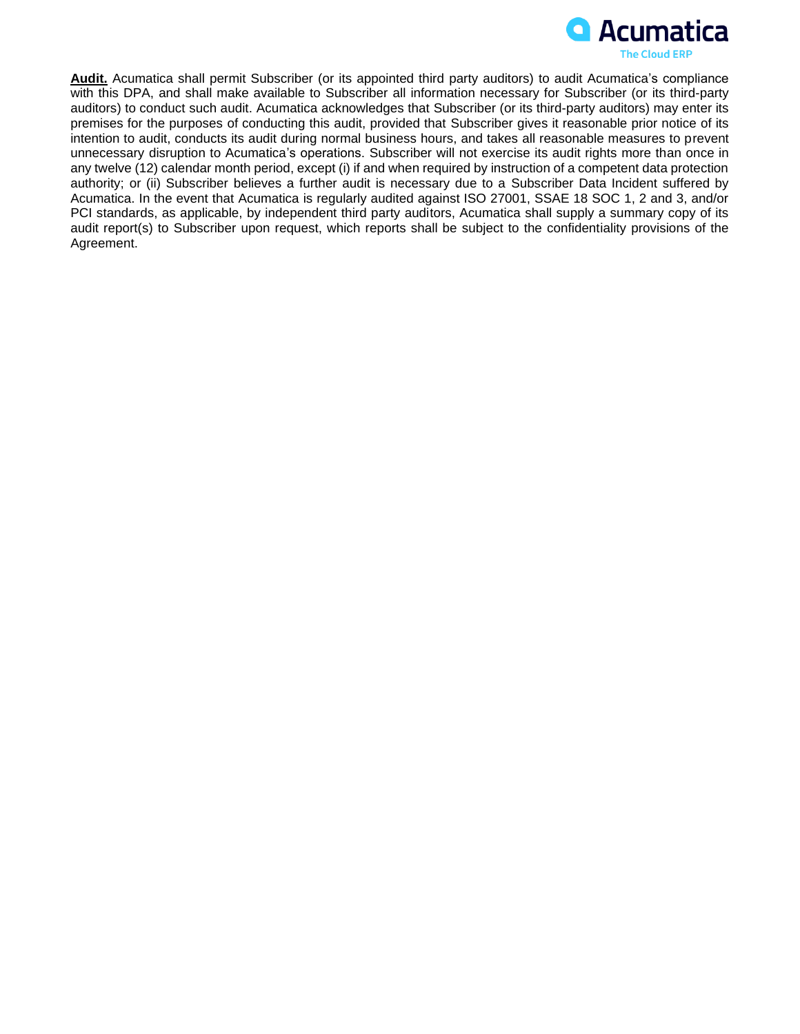**<u>Audit.</u>** Acumatica shall permit Subscriber (or its appointed third party auditors) to audit Acumatica's compliance with this DPA, and shall make available to Subscriber all information necessary for Subscriber (or its third-party auditors) to conduct such audit. Acumatica acknowledges that Subscriber (or its third-party auditors) may enter its premises for the purposes of conducting this audit, provided that Subscriber gives it reasonable prior notice of its intention to audit, conducts its audit during normal business hours, and takes all reasonable measures to prevent unnecessary disruption to Acumatica's operations. Subscriber will not exercise its audit rights more than once in any twelve (12) calendar month period, except (i) if and when required by instruction of a competent data protection authority; or (ii) Subscriber believes a further audit is necessary due to a Subscriber Data Incident suffered by Acumatica. In the event that Acumatica is regularly audited against ISO 27001, SSAE 18 SOC 1, 2 and 3, and/or PCI standards, as applicable, by independent third party auditors, Acumatica shall supply a summary copy of its audit report(s) to Subscriber upon request, which reports shall be subject to the confidentiality provisions of the Agreement.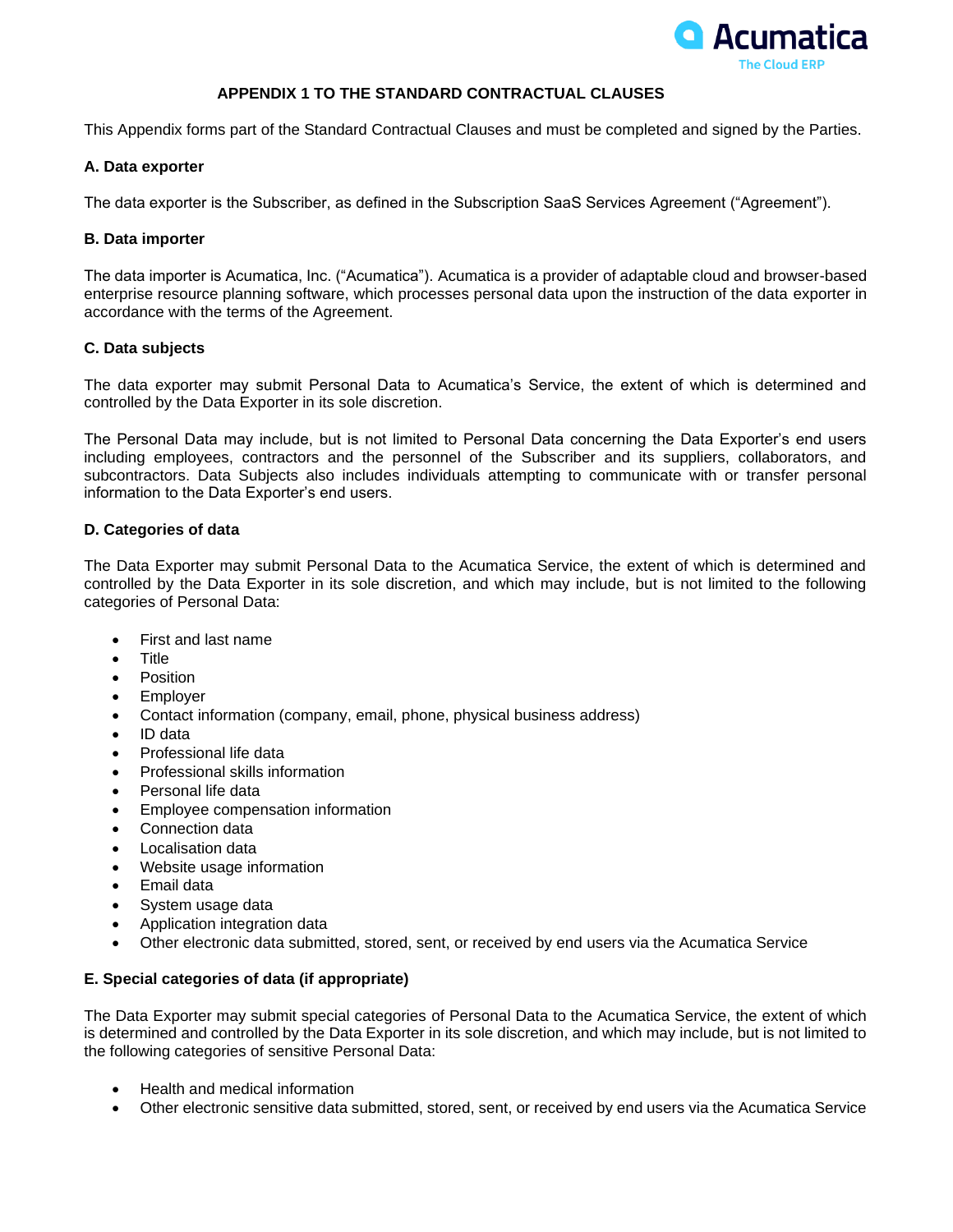## APPENDIX 1 TO THE STANDARD CONTRACTUAL CLAUSES

This Appendix forms part of the Standard Contractual Clauses and must be completed and signed by the Parties.

**A. Data exporter**

The data exporter is the Subscriber, as defined in the Subscription SaaS Services Agreement ("Agreement").

**B. Data importer**

The data importer is Acumatica, Inc. ("Acumatica"). Acumatica is a provider of adaptable cloud and browser-based enterprise resource planning software, which processes personal data upon the instruction of the data exporter in accordance with the terms of the Agreement.

**C. Data subjects**

The data exporter may submit Personal Data to Acumatica's Service, the extent of which is determined and controlled by the Data Exporter in its sole discretion.

The Personal Data may include, but is not limited to Personal Data concerning the Data Exporter's end users including employees, contractors and the personnel of the Subscriber and its suppliers, collaborators, and subcontractors. Data Subjects also includes individuals attempting to communicate with or transfer personal information to the Data Exporter's end users.

**D. Categories of data**

The Data Exporter may submit Personal Data to the Acumatica Service, the extent of which is determined and controlled by the Data Exporter in its sole discretion, and which may include, but is not limited to the following categories of Personal Data:

- First and last name
- Title
- Position
- Employer
- Contact information (company, email, phone, physical business address)
- ID data
- Professional life data
- Professional skills information
- Personal life data
- Employee compensation information
- Connection data
- Localisation data
- Website usage information
- Email data
- System usage data
- Application integration data
- Other electronic data submitted, stored, sent, or received by end users via the Acumatica Service

**E. Special categories of data (if appropriate)**

The Data Exporter may submit special categories of Personal Data to the Acumatica Service, the extent of which is determined and controlled by the Data Exporter in its sole discretion, and which may include, but is not limited to the following categories of sensitive Personal Data:

- Health and medical information
- Other electronic sensitive data submitted, stored, sent, or received by end users via the Acumatica Service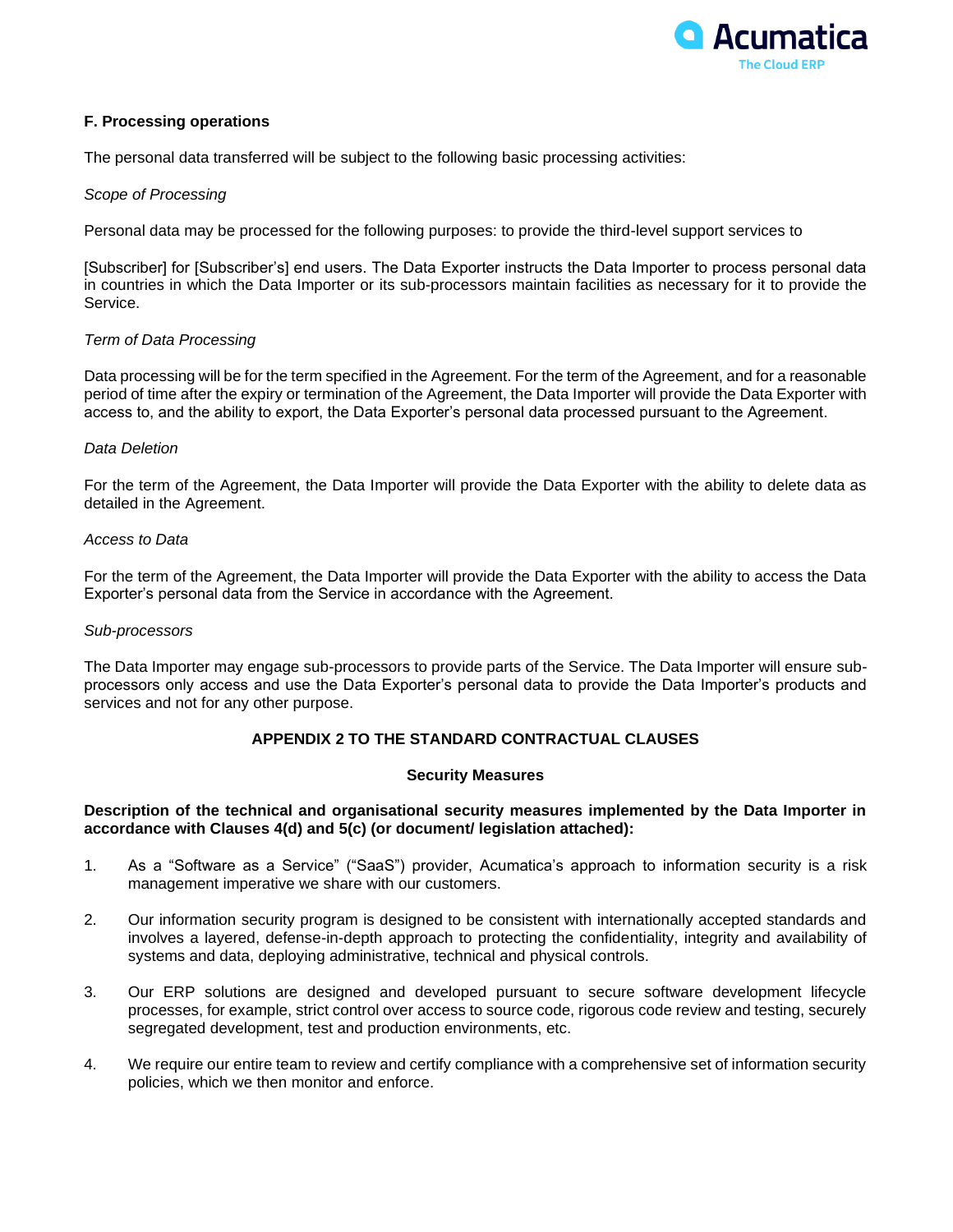**F. Processing operations**

The personal data transferred will be subject to the following basic processing activities:

*Scope of Processing*

Personal data may be processed for the following purposes: to provide the third-level support services to

[Subscriber] for [Subscriber's] end users. The Data Exporter instructs the Data Importer to process personal data in countries in which the Data Importer or its sub-processors maintain facilities as necessary for it to provide the Service.

*Term of Data Processing*

Data processing will be for the term specified in the Agreement. For the term of the Agreement, and for a reasonable period of time after the expiry or termination of the Agreement, the Data Importer will provide the Data Exporter with access to, and the ability to export, the Data Exporter's personal data processed pursuant to the Agreement.

*Data Deletion*

For the term of the Agreement, the Data Importer will provide the Data Exporter with the ability to delete data as detailed in the Agreement.

*Access to Data*

For the term of the Agreement, the Data Importer will provide the Data Exporter with the ability to access the Data Exporter's personal data from the Service in accordance with the Agreement.

*Sub-processors*

The Data Importer may engage sub-processors to provide parts of the Service. The Data Importer will ensure sub-processors only access and use the Data Exporter's personal data to provide the Data Importer's products and services and not for any other purpose.

## APPENDIX 2 TO THE STANDARD CONTRACTUAL CLAUSES

### Security Measures

**Description of the technical and organisational security measures implemented by the Data Importer in accordance with Clauses 4(d) and 5(c) (or document/ legislation attached):**

1. As a "Software as a Service" ("SaaS") provider, Acumatica's approach to information security is a risk management imperative we share with our customers.

2. Our information security program is designed to be consistent with internationally accepted standards and involves a layered, defense-in-depth approach to protecting the confidentiality, integrity and availability of systems and data, deploying administrative, technical and physical controls.

3. Our ERP solutions are designed and developed pursuant to secure software development lifecycle processes, for example, strict control over access to source code, rigorous code review and testing, securely segregated development, test and production environments, etc.

4. We require our entire team to review and certify compliance with a comprehensive set of information security policies, which we then monitor and enforce.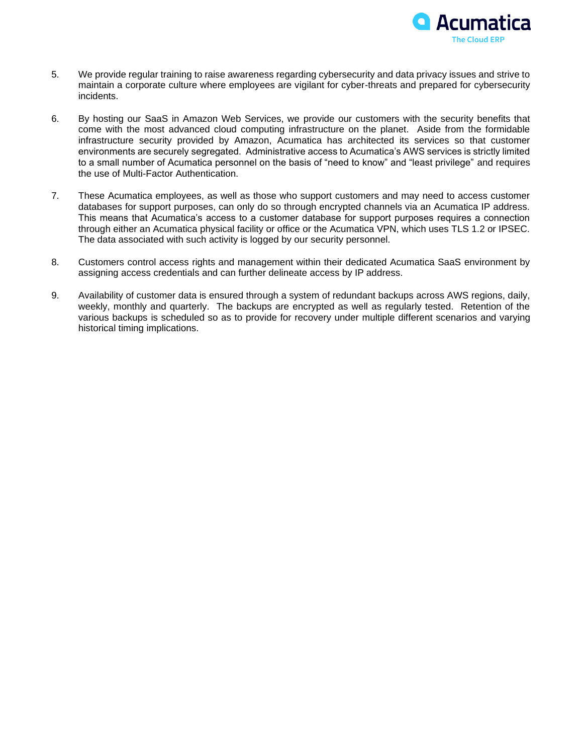5. We provide regular training to raise awareness regarding cybersecurity and data privacy issues and strive to maintain a corporate culture where employees are vigilant for cyber-threats and prepared for cybersecurity incidents.

6. By hosting our SaaS in Amazon Web Services, we provide our customers with the security benefits that come with the most advanced cloud computing infrastructure on the planet. Aside from the formidable infrastructure security provided by Amazon, Acumatica has architected its services so that customer environments are securely segregated. Administrative access to Acumatica's AWS services is strictly limited to a small number of Acumatica personnel on the basis of "need to know" and "least privilege" and requires the use of Multi-Factor Authentication.

7. These Acumatica employees, as well as those who support customers and may need to access customer databases for support purposes, can only do so through encrypted channels via an Acumatica IP address. This means that Acumatica's access to a customer database for support purposes requires a connection through either an Acumatica physical facility or office or the Acumatica VPN, which uses TLS 1.2 or IPSEC. The data associated with such activity is logged by our security personnel.

8. Customers control access rights and management within their dedicated Acumatica SaaS environment by assigning access credentials and can further delineate access by IP address.

9. Availability of customer data is ensured through a system of redundant backups across AWS regions, daily, weekly, monthly and quarterly. The backups are encrypted as well as regularly tested. Retention of the various backups is scheduled so as to provide for recovery under multiple different scenarios and varying historical timing implications.